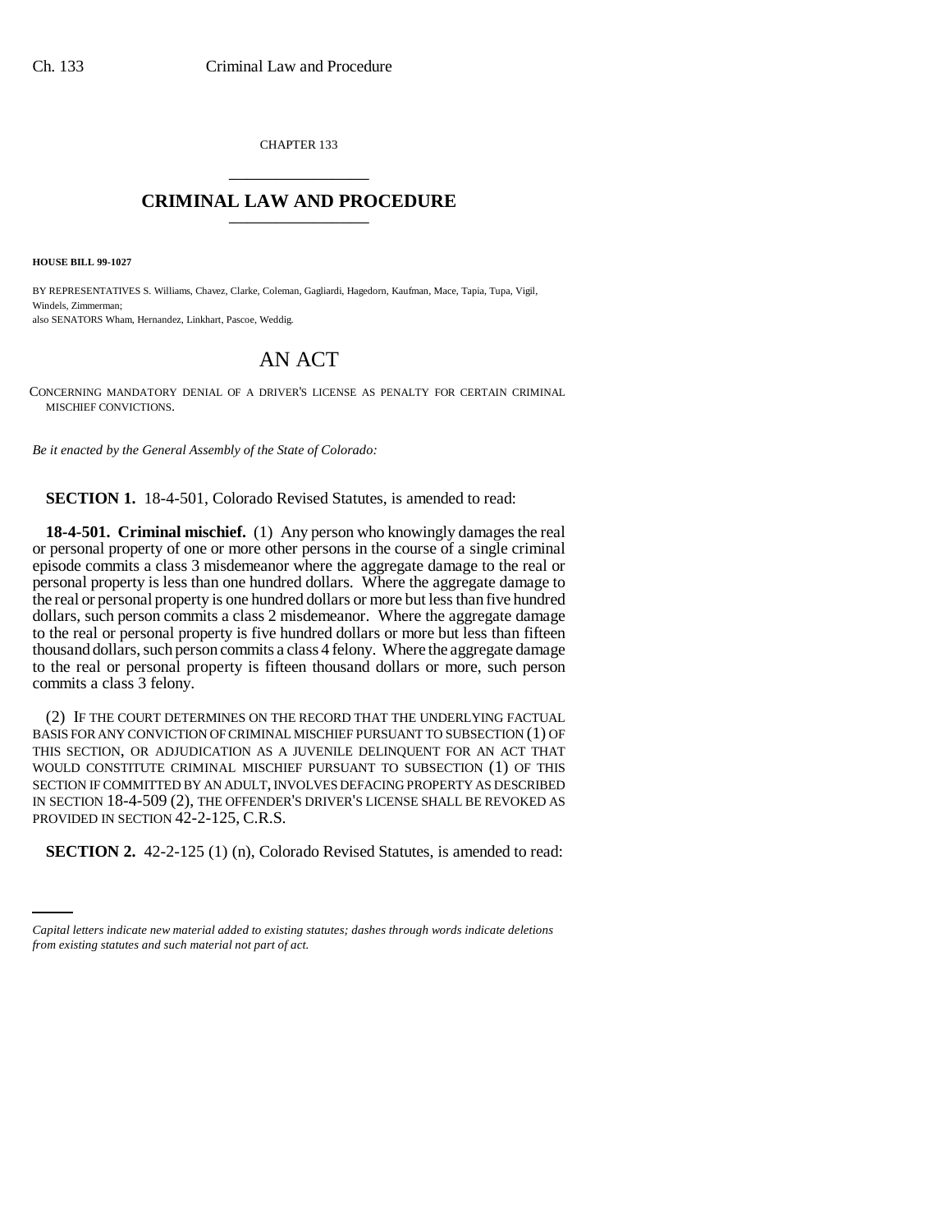CHAPTER 133

# CRIMINAL LAW AND PROCEDURE

**HOUSE BILL 99-1027**

BY REPRESENTATIVES S. Williams, Chavez, Clarke, Coleman, Gagliardi, Hagedorn, Kaufman, Mace, Tapia, Tupa, Vigil, Windels, Zimmerman;
also SENATORS Wham, Hernandez, Linkhart, Pascoe, Weddig.

## AN ACT

CONCERNING MANDATORY DENIAL OF A DRIVER'S LICENSE AS PENALTY FOR CERTAIN CRIMINAL MISCHIEF CONVICTIONS.

*Be it enacted by the General Assembly of the State of Colorado:*

**SECTION 1.** 18-4-501, Colorado Revised Statutes, is amended to read:

**18-4-501. Criminal mischief.** (1) Any person who knowingly damages the real or personal property of one or more other persons in the course of a single criminal episode commits a class 3 misdemeanor where the aggregate damage to the real or personal property is less than one hundred dollars. Where the aggregate damage to the real or personal property is one hundred dollars or more but less than five hundred dollars, such person commits a class 2 misdemeanor. Where the aggregate damage to the real or personal property is five hundred dollars or more but less than fifteen thousand dollars, such person commits a class 4 felony. Where the aggregate damage to the real or personal property is fifteen thousand dollars or more, such person commits a class 3 felony.

(2) IF THE COURT DETERMINES ON THE RECORD THAT THE UNDERLYING FACTUAL BASIS FOR ANY CONVICTION OF CRIMINAL MISCHIEF PURSUANT TO SUBSECTION (1) OF THIS SECTION, OR ADJUDICATION AS A JUVENILE DELINQUENT FOR AN ACT THAT WOULD CONSTITUTE CRIMINAL MISCHIEF PURSUANT TO SUBSECTION (1) OF THIS SECTION IF COMMITTED BY AN ADULT, INVOLVES DEFACING PROPERTY AS DESCRIBED IN SECTION 18-4-509 (2), THE OFFENDER'S DRIVER'S LICENSE SHALL BE REVOKED AS PROVIDED IN SECTION 42-2-125, C.R.S.

**SECTION 2.** 42-2-125 (1) (n), Colorado Revised Statutes, is amended to read:

*Capital letters indicate new material added to existing statutes; dashes through words indicate deletions from existing statutes and such material not part of act.*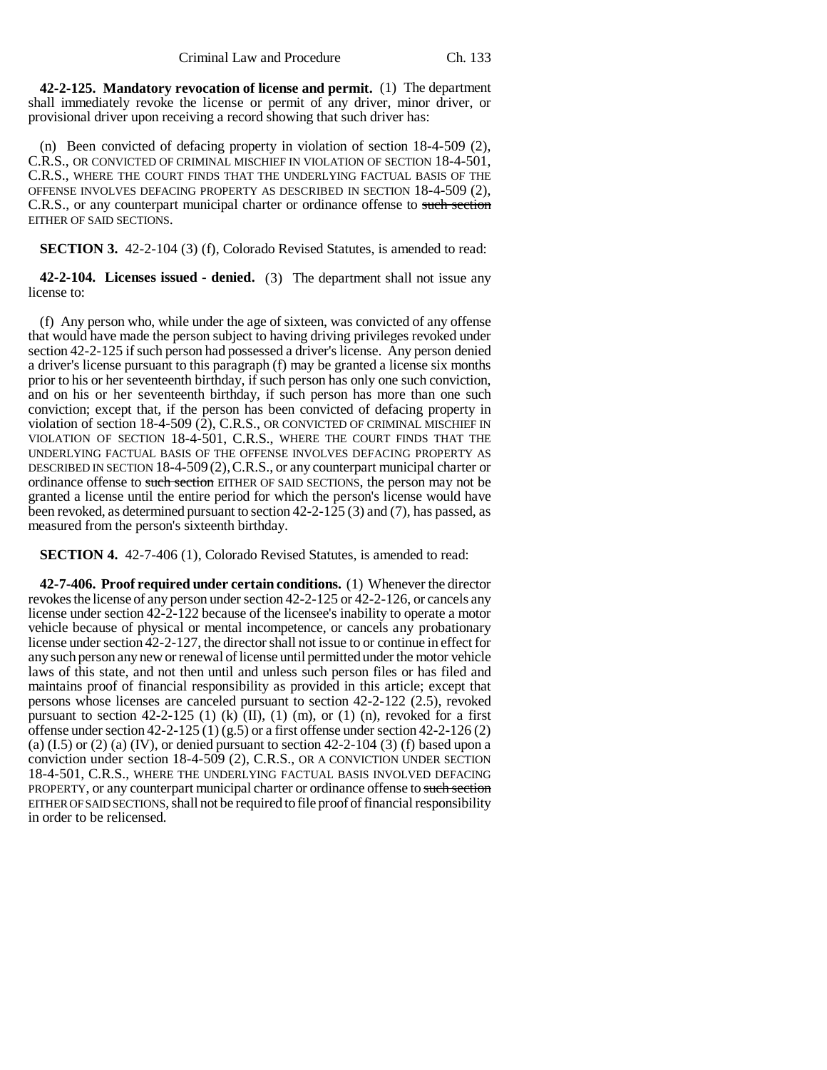**42-2-125. Mandatory revocation of license and permit.** (1) The department shall immediately revoke the license or permit of any driver, minor driver, or provisional driver upon receiving a record showing that such driver has:

(n) Been convicted of defacing property in violation of section 18-4-509 (2), C.R.S., OR CONVICTED OF CRIMINAL MISCHIEF IN VIOLATION OF SECTION 18-4-501, C.R.S., WHERE THE COURT FINDS THAT THE UNDERLYING FACTUAL BASIS OF THE OFFENSE INVOLVES DEFACING PROPERTY AS DESCRIBED IN SECTION 18-4-509 (2), C.R.S., or any counterpart municipal charter or ordinance offense to ~~such section~~ EITHER OF SAID SECTIONS.

**SECTION 3.** 42-2-104 (3) (f), Colorado Revised Statutes, is amended to read:

**42-2-104. Licenses issued - denied.** (3) The department shall not issue any license to:

(f) Any person who, while under the age of sixteen, was convicted of any offense that would have made the person subject to having driving privileges revoked under section 42-2-125 if such person had possessed a driver's license. Any person denied a driver's license pursuant to this paragraph (f) may be granted a license six months prior to his or her seventeenth birthday, if such person has only one such conviction, and on his or her seventeenth birthday, if such person has more than one such conviction; except that, if the person has been convicted of defacing property in violation of section 18-4-509 (2), C.R.S., OR CONVICTED OF CRIMINAL MISCHIEF IN VIOLATION OF SECTION 18-4-501, C.R.S., WHERE THE COURT FINDS THAT THE UNDERLYING FACTUAL BASIS OF THE OFFENSE INVOLVES DEFACING PROPERTY AS DESCRIBED IN SECTION 18-4-509 (2), C.R.S., or any counterpart municipal charter or ordinance offense to ~~such section~~ EITHER OF SAID SECTIONS, the person may not be granted a license until the entire period for which the person's license would have been revoked, as determined pursuant to section 42-2-125 (3) and (7), has passed, as measured from the person's sixteenth birthday.

**SECTION 4.** 42-7-406 (1), Colorado Revised Statutes, is amended to read:

**42-7-406. Proof required under certain conditions.** (1) Whenever the director revokes the license of any person under section 42-2-125 or 42-2-126, or cancels any license under section 42-2-122 because of the licensee's inability to operate a motor vehicle because of physical or mental incompetence, or cancels any probationary license under section 42-2-127, the director shall not issue to or continue in effect for any such person any new or renewal of license until permitted under the motor vehicle laws of this state, and not then until and unless such person files or has filed and maintains proof of financial responsibility as provided in this article; except that persons whose licenses are canceled pursuant to section 42-2-122 (2.5), revoked pursuant to section 42-2-125 (1) (k) (II), (1) (m), or (1) (n), revoked for a first offense under section 42-2-125 (1) (g.5) or a first offense under section 42-2-126 (2) (a) (I.5) or (2) (a) (IV), or denied pursuant to section 42-2-104 (3) (f) based upon a conviction under section 18-4-509 (2), C.R.S., OR A CONVICTION UNDER SECTION 18-4-501, C.R.S., WHERE THE UNDERLYING FACTUAL BASIS INVOLVED DEFACING PROPERTY, or any counterpart municipal charter or ordinance offense to ~~such section~~ EITHER OF SAID SECTIONS, shall not be required to file proof of financial responsibility in order to be relicensed.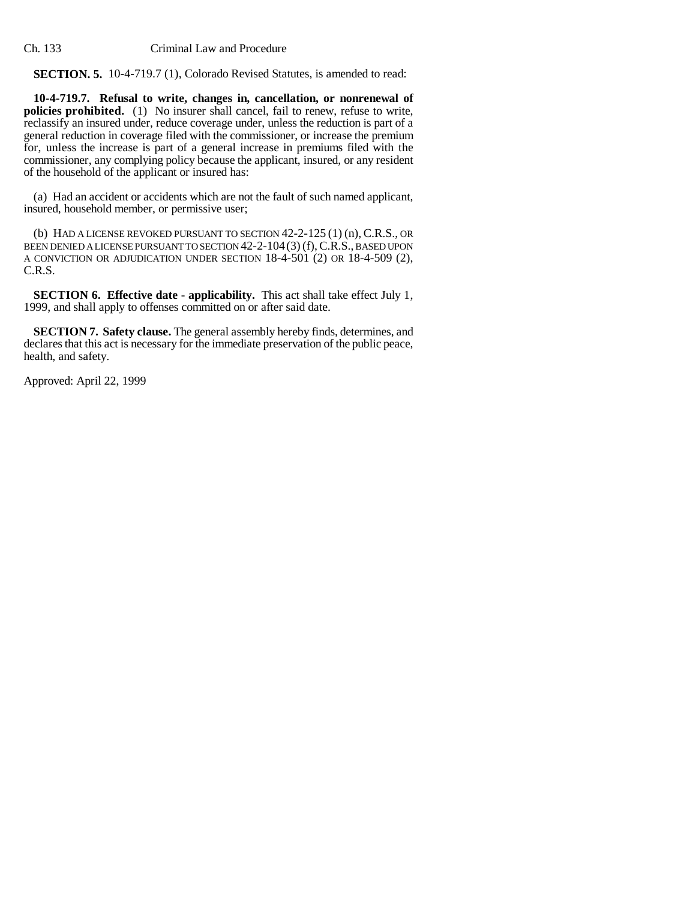**SECTION. 5.** 10-4-719.7 (1), Colorado Revised Statutes, is amended to read:

**10-4-719.7. Refusal to write, changes in, cancellation, or nonrenewal of policies prohibited.** (1) No insurer shall cancel, fail to renew, refuse to write, reclassify an insured under, reduce coverage under, unless the reduction is part of a general reduction in coverage filed with the commissioner, or increase the premium for, unless the increase is part of a general increase in premiums filed with the commissioner, any complying policy because the applicant, insured, or any resident of the household of the applicant or insured has:

(a) Had an accident or accidents which are not the fault of such named applicant, insured, household member, or permissive user;

(b) HAD A LICENSE REVOKED PURSUANT TO SECTION 42-2-125 (1) (n), C.R.S., OR BEEN DENIED A LICENSE PURSUANT TO SECTION 42-2-104 (3) (f), C.R.S., BASED UPON A CONVICTION OR ADJUDICATION UNDER SECTION 18-4-501 (2) OR 18-4-509 (2), C.R.S.

**SECTION 6. Effective date - applicability.** This act shall take effect July 1, 1999, and shall apply to offenses committed on or after said date.

**SECTION 7. Safety clause.** The general assembly hereby finds, determines, and declares that this act is necessary for the immediate preservation of the public peace, health, and safety.

Approved: April 22, 1999